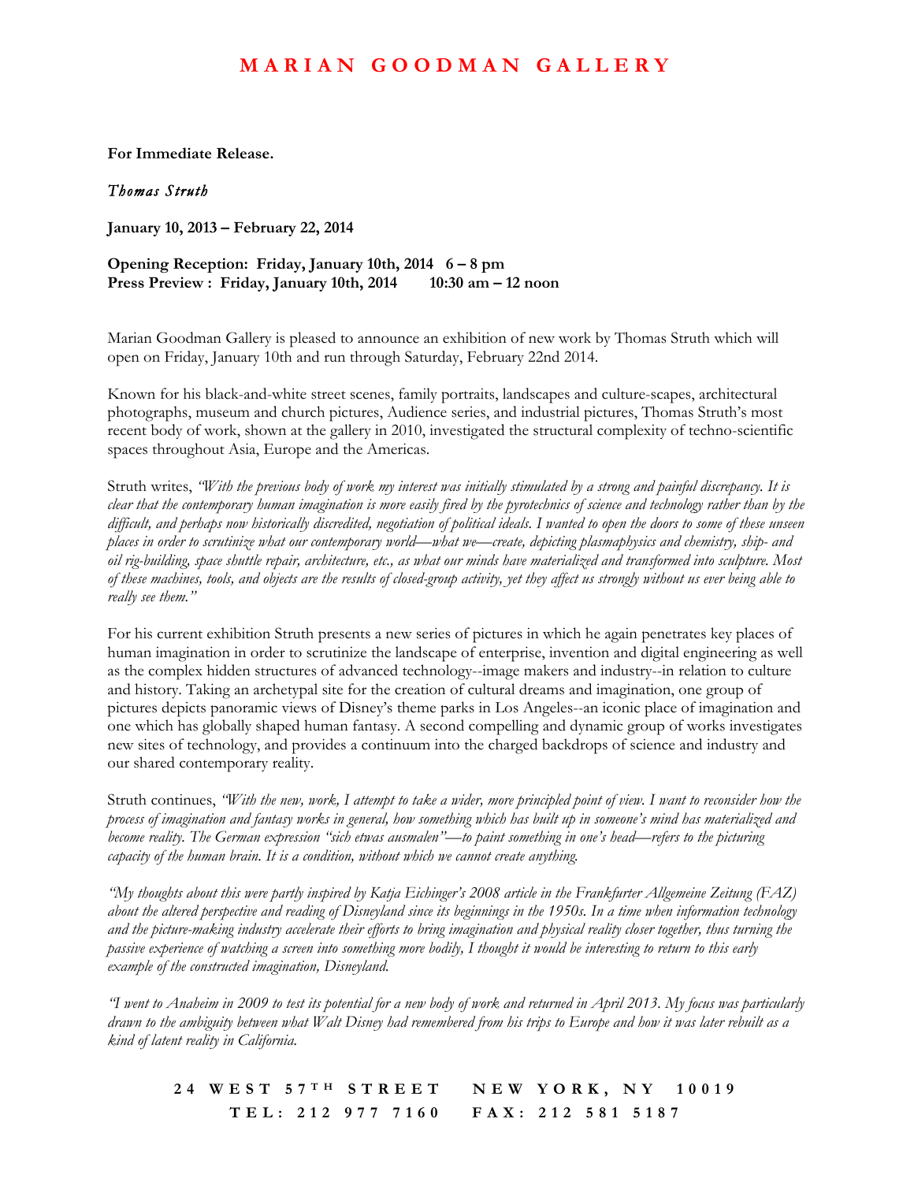# MARIAN GOODMAN GALLERY

**For Immediate Release.**

*Thomas Struth*

**January 10, 2013 – February 22, 2014**

**Opening Reception: Friday, January 10th, 2014 6 – 8 pm**
**Press Preview : Friday, January 10th, 2014 10:30 am – 12 noon**

Marian Goodman Gallery is pleased to announce an exhibition of new work by Thomas Struth which will open on Friday, January 10th and run through Saturday, February 22nd 2014.

Known for his black-and-white street scenes, family portraits, landscapes and culture-scapes, architectural photographs, museum and church pictures, Audience series, and industrial pictures, Thomas Struth's most recent body of work, shown at the gallery in 2010, investigated the structural complexity of techno-scientific spaces throughout Asia, Europe and the Americas.

Struth writes, *"With the previous body of work my interest was initially stimulated by a strong and painful discrepancy. It is clear that the contemporary human imagination is more easily fired by the pyrotechnics of science and technology rather than by the difficult, and perhaps now historically discredited, negotiation of political ideals. I wanted to open the doors to some of these unseen places in order to scrutinize what our contemporary world—what we—create, depicting plasmaphysics and chemistry, ship- and oil rig-building, space shuttle repair, architecture, etc., as what our minds have materialized and transformed into sculpture. Most of these machines, tools, and objects are the results of closed-group activity, yet they affect us strongly without us ever being able to really see them."*

For his current exhibition Struth presents a new series of pictures in which he again penetrates key places of human imagination in order to scrutinize the landscape of enterprise, invention and digital engineering as well as the complex hidden structures of advanced technology--image makers and industry--in relation to culture and history. Taking an archetypal site for the creation of cultural dreams and imagination, one group of pictures depicts panoramic views of Disney's theme parks in Los Angeles--an iconic place of imagination and one which has globally shaped human fantasy. A second compelling and dynamic group of works investigates new sites of technology, and provides a continuum into the charged backdrops of science and industry and our shared contemporary reality.

Struth continues, *"With the new, work, I attempt to take a wider, more principled point of view. I want to reconsider how the process of imagination and fantasy works in general, how something which has built up in someone's mind has materialized and become reality. The German expression "sich etwas ausmalen"—to paint something in one's head—refers to the picturing capacity of the human brain. It is a condition, without which we cannot create anything.*

*"My thoughts about this were partly inspired by Katja Eichinger's 2008 article in the Frankfurter Allgemeine Zeitung (FAZ) about the altered perspective and reading of Disneyland since its beginnings in the 1950s. In a time when information technology and the picture-making industry accelerate their efforts to bring imagination and physical reality closer together, thus turning the passive experience of watching a screen into something more bodily, I thought it would be interesting to return to this early example of the constructed imagination, Disneyland.*

*"I went to Anaheim in 2009 to test its potential for a new body of work and returned in April 2013. My focus was particularly drawn to the ambiguity between what Walt Disney had remembered from his trips to Europe and how it was later rebuilt as a kind of latent reality in California.*

24 WEST 57TH STREET NEW YORK, NY 10019
TEL: 212 977 7160 FAX: 212 581 5187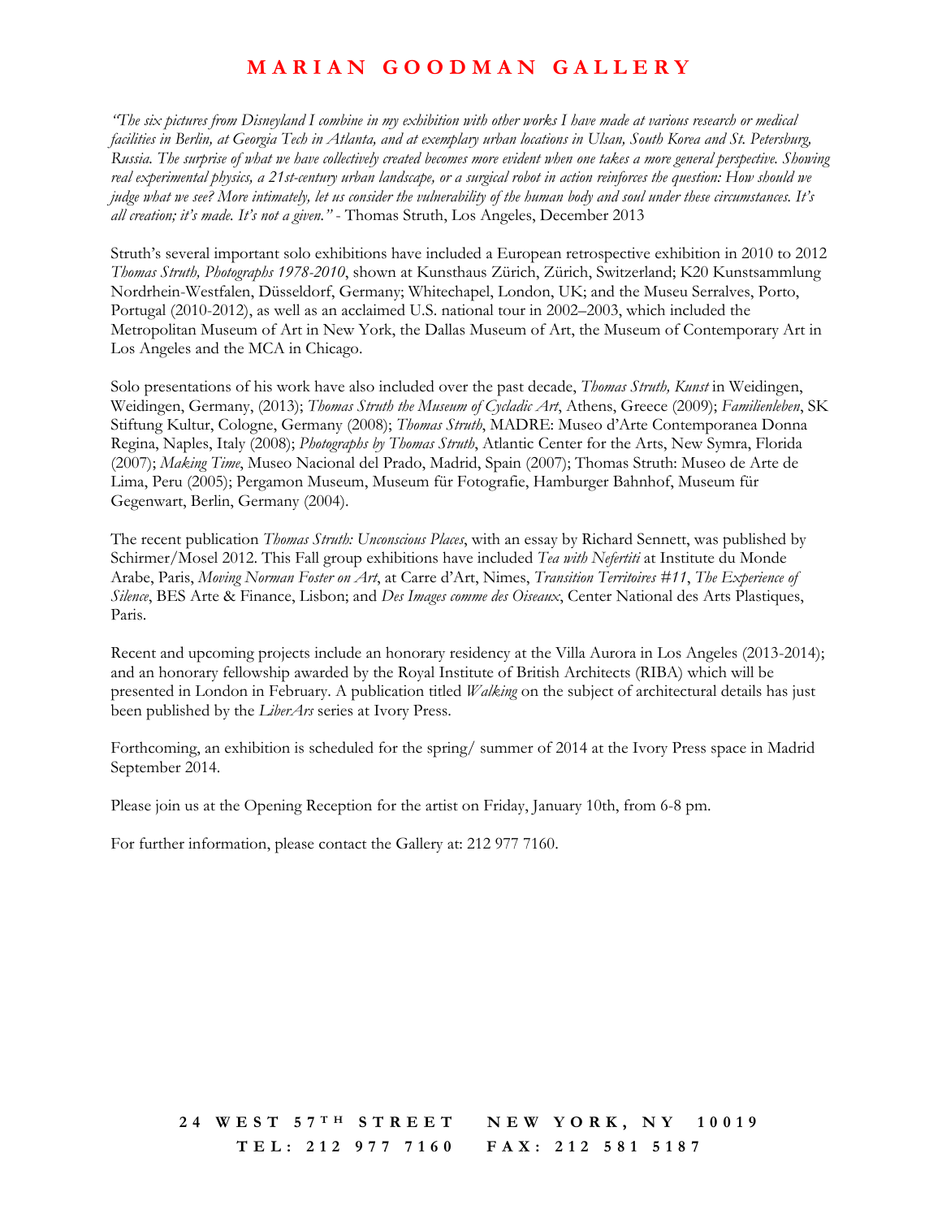*"The six pictures from Disneyland I combine in my exhibition with other works I have made at various research or medical facilities in Berlin, at Georgia Tech in Atlanta, and at exemplary urban locations in Ulsan, South Korea and St. Petersburg, Russia. The surprise of what we have collectively created becomes more evident when one takes a more general perspective. Showing real experimental physics, a 21st-century urban landscape, or a surgical robot in action reinforces the question: How should we judge what we see? More intimately, let us consider the vulnerability of the human body and soul under these circumstances. It's all creation; it's made. It's not a given."* - Thomas Struth, Los Angeles, December 2013

Struth's several important solo exhibitions have included a European retrospective exhibition in 2010 to 2012 *Thomas Struth, Photographs 1978-2010*, shown at Kunsthaus Zürich, Zürich, Switzerland; K20 Kunstsammlung Nordrhein-Westfalen, Düsseldorf, Germany; Whitechapel, London, UK; and the Museu Serralves, Porto, Portugal (2010-2012), as well as an acclaimed U.S. national tour in 2002–2003, which included the Metropolitan Museum of Art in New York, the Dallas Museum of Art, the Museum of Contemporary Art in Los Angeles and the MCA in Chicago.

Solo presentations of his work have also included over the past decade, *Thomas Struth, Kunst* in Weidingen, Weidingen, Germany, (2013); *Thomas Struth the Museum of Cycladic Art*, Athens, Greece (2009); *Familienleben*, SK Stiftung Kultur, Cologne, Germany (2008); *Thomas Struth*, MADRE: Museo d'Arte Contemporanea Donna Regina, Naples, Italy (2008); *Photographs by Thomas Struth*, Atlantic Center for the Arts, New Symra, Florida (2007); *Making Time*, Museo Nacional del Prado, Madrid, Spain (2007); Thomas Struth: Museo de Arte de Lima, Peru (2005); Pergamon Museum, Museum für Fotografie, Hamburger Bahnhof, Museum für Gegenwart, Berlin, Germany (2004).

The recent publication *Thomas Struth: Unconscious Places*, with an essay by Richard Sennett, was published by Schirmer/Mosel 2012. This Fall group exhibitions have included *Tea with Nefertiti* at Institute du Monde Arabe, Paris, *Moving Norman Foster on Art*, at Carre d'Art, Nimes, *Transition Territoires #11*, *The Experience of Silence*, BES Arte & Finance, Lisbon; and *Des Images comme des Oiseaux*, Center National des Arts Plastiques, Paris.

Recent and upcoming projects include an honorary residency at the Villa Aurora in Los Angeles (2013-2014); and an honorary fellowship awarded by the Royal Institute of British Architects (RIBA) which will be presented in London in February. A publication titled *Walking* on the subject of architectural details has just been published by the *LiberArs* series at Ivory Press.

Forthcoming, an exhibition is scheduled for the spring/ summer of 2014 at the Ivory Press space in Madrid September 2014.

Please join us at the Opening Reception for the artist on Friday, January 10th, from 6-8 pm.

For further information, please contact the Gallery at: 212 977 7160.